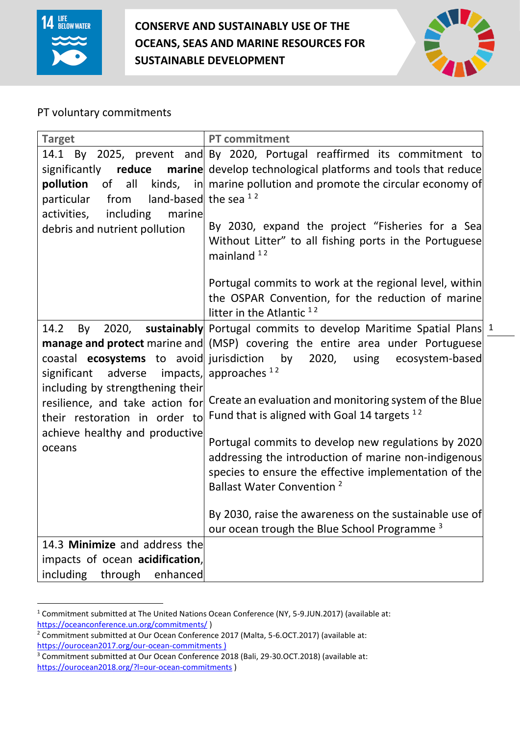# CONSERVE AND SUSTAINABLY USE OF THE OCEANS, SEAS AND MARINE RESOURCES FOR SUSTAINABLE DEVELOPMENT

PT voluntary commitments

| Target | PT commitment |
|---|---|
| 14.1 By 2025, prevent and significantly **reduce marine pollution** of all kinds, in particular from land-based activities, including marine debris and nutrient pollution | By 2020, Portugal reaffirmed its commitment to develop technological platforms and tools that reduce marine pollution and promote the circular economy of the sea [1 2]<br><br>By 2030, expand the project "Fisheries for a Sea Without Litter" to all fishing ports in the Portuguese mainland [1 2]<br><br>Portugal commits to work at the regional level, within the OSPAR Convention, for the reduction of marine litter in the Atlantic [1 2] |
| 14.2 By 2020, **sustainably manage and protect** marine and coastal **ecosystems** to avoid significant adverse impacts, including by strengthening their resilience, and take action for their restoration in order to achieve healthy and productive oceans | Portugal commits to develop Maritime Spatial Plans (MSP) covering the entire area under Portuguese jurisdiction by 2020, using ecosystem-based approaches [1 2]<br><br>Create an evaluation and monitoring system of the Blue Fund that is aligned with Goal 14 targets [1 2]<br><br>Portugal commits to develop new regulations by 2020 addressing the introduction of marine non-indigenous species to ensure the effective implementation of the Ballast Water Convention [2]<br><br>By 2030, raise the awareness on the sustainable use of our ocean trough the Blue School Programme [3] |
| 14.3 **Minimize** and address the impacts of ocean **acidification**, including through enhanced | |

[1] Commitment submitted at The United Nations Ocean Conference (NY, 5-9.JUN.2017) (available at: https://oceanconference.un.org/commitments/ )

[2] Commitment submitted at Our Ocean Conference 2017 (Malta, 5-6.OCT.2017) (available at: https://ourocean2017.org/our-ocean-commitments )

[3] Commitment submitted at Our Ocean Conference 2018 (Bali, 29-30.OCT.2018) (available at: https://ourocean2018.org/?l=our-ocean-commitments )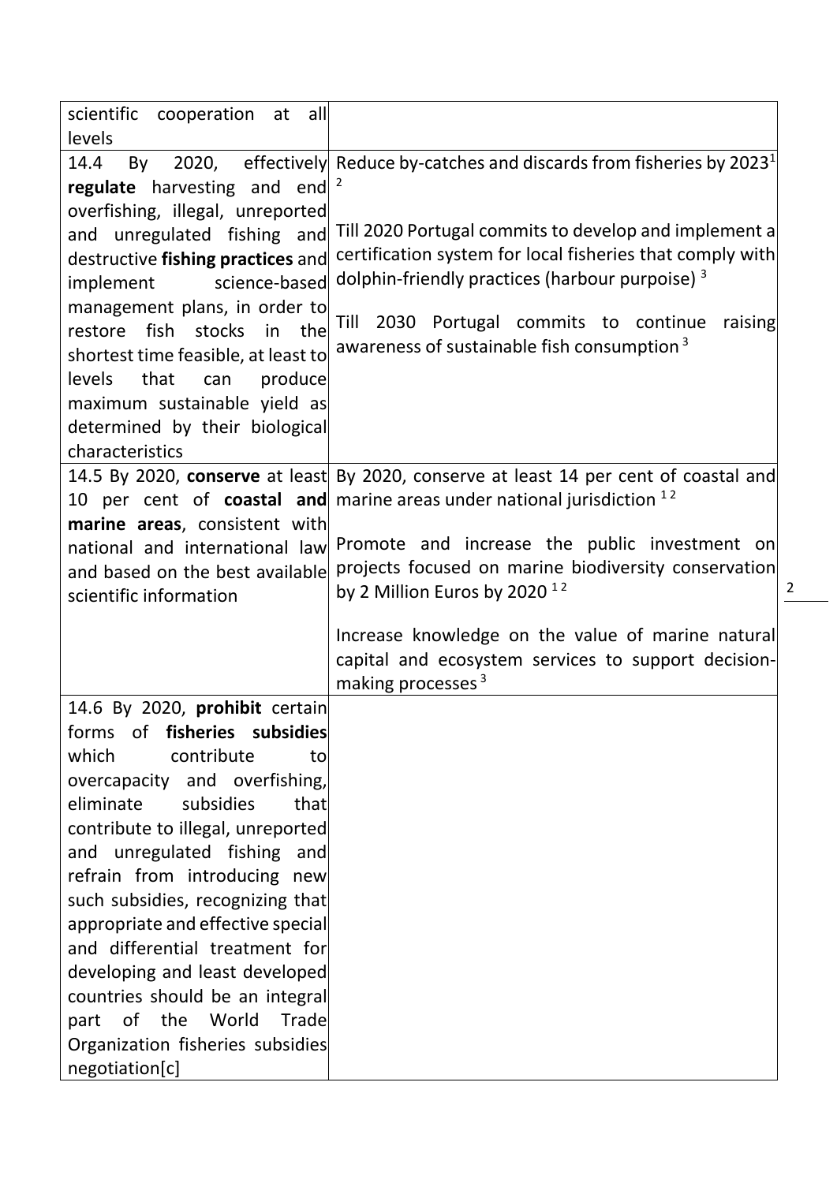| | |
|---|---|
| scientific cooperation at all levels | |
| 14.4 By 2020, effectively **regulate** harvesting and end overfishing, illegal, unreported and unregulated fishing and destructive **fishing practices** and implement science-based management plans, in order to restore fish stocks in the shortest time feasible, at least to levels that can produce maximum sustainable yield as determined by their biological characteristics | Reduce by-catches and discards from fisheries by 2023[1 2]<br><br>Till 2020 Portugal commits to develop and implement a certification system for local fisheries that comply with dolphin-friendly practices (harbour purpoise) [3]<br><br>Till 2030 Portugal commits to continue raising awareness of sustainable fish consumption [3] |
| 14.5 By 2020, **conserve** at least 10 per cent of **coastal and marine areas**, consistent with national and international law and based on the best available scientific information | By 2020, conserve at least 14 per cent of coastal and marine areas under national jurisdiction [1 2]<br><br>Promote and increase the public investment on projects focused on marine biodiversity conservation by 2 Million Euros by 2020 [1 2]<br><br>Increase knowledge on the value of marine natural capital and ecosystem services to support decision-making processes [3] |
| 14.6 By 2020, **prohibit** certain forms of **fisheries subsidies** which contribute to overcapacity and overfishing, eliminate subsidies that contribute to illegal, unreported and unregulated fishing and refrain from introducing new such subsidies, recognizing that appropriate and effective special and differential treatment for developing and least developed countries should be an integral part of the World Trade Organization fisheries subsidies negotiation[c] | |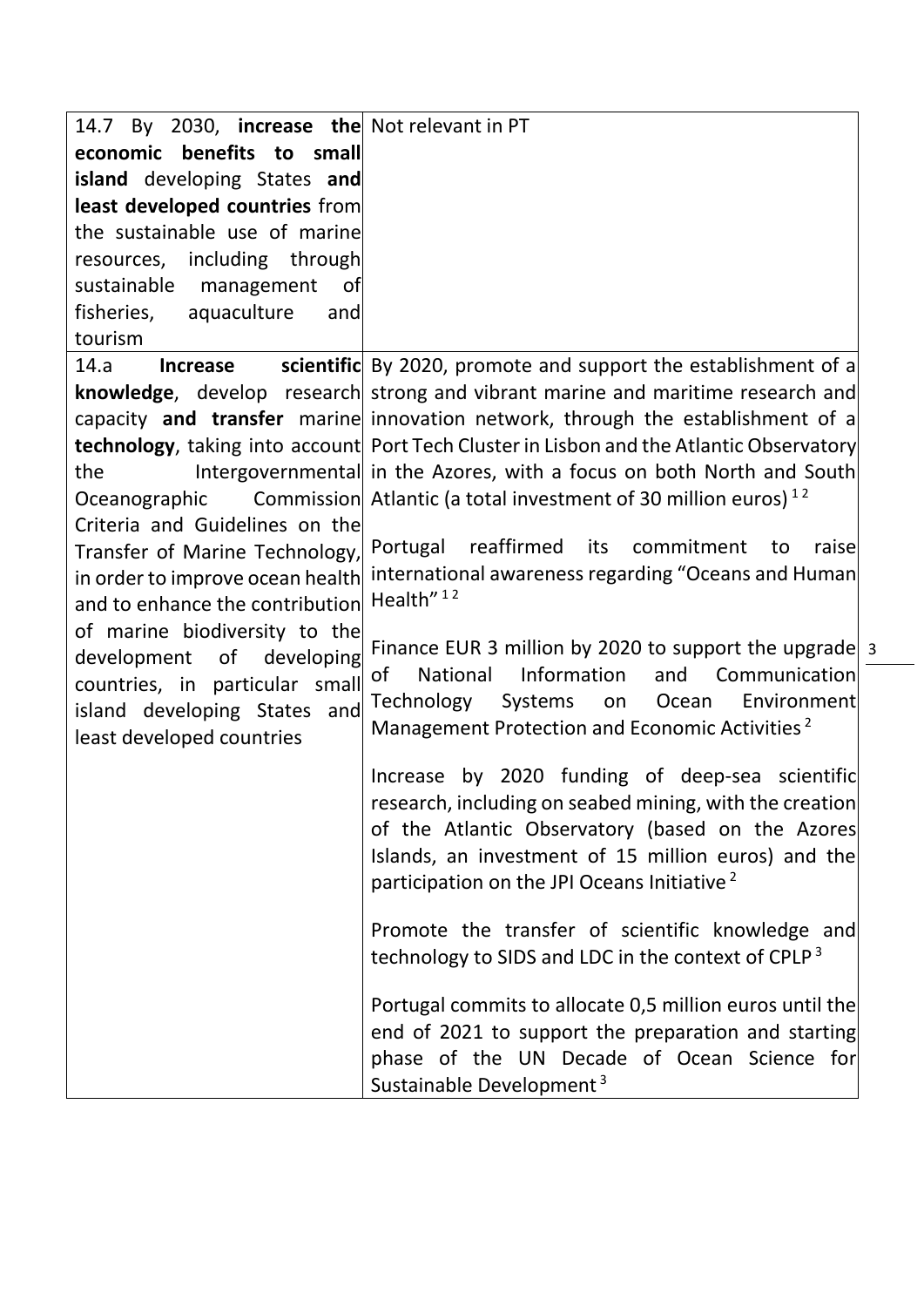| | |
|---|---|
| 14.7 By 2030, **increase the economic benefits to small island** developing States **and least developed countries** from the sustainable use of marine resources, including through sustainable management of fisheries, aquaculture and tourism | Not relevant in PT |
| 14.a **Increase scientific knowledge**, develop research capacity **and transfer** marine **technology**, taking into account the Intergovernmental Oceanographic Commission Criteria and Guidelines on the Transfer of Marine Technology, in order to improve ocean health and to enhance the contribution of marine biodiversity to the development of developing countries, in particular small island developing States and least developed countries | By 2020, promote and support the establishment of a strong and vibrant marine and maritime research and innovation network, through the establishment of a Port Tech Cluster in Lisbon and the Atlantic Observatory in the Azores, with a focus on both North and South Atlantic (a total investment of 30 million euros) [1 2]<br><br>Portugal reaffirmed its commitment to raise international awareness regarding "Oceans and Human Health" [1 2]<br><br>Finance EUR 3 million by 2020 to support the upgrade of National Information and Communication Technology Systems on Ocean Environment Management Protection and Economic Activities [2]<br><br>Increase by 2020 funding of deep-sea scientific research, including on seabed mining, with the creation of the Atlantic Observatory (based on the Azores Islands, an investment of 15 million euros) and the participation on the JPI Oceans Initiative [2]<br><br>Promote the transfer of scientific knowledge and technology to SIDS and LDC in the context of CPLP [3]<br><br>Portugal commits to allocate 0,5 million euros until the end of 2021 to support the preparation and starting phase of the UN Decade of Ocean Science for Sustainable Development [3] |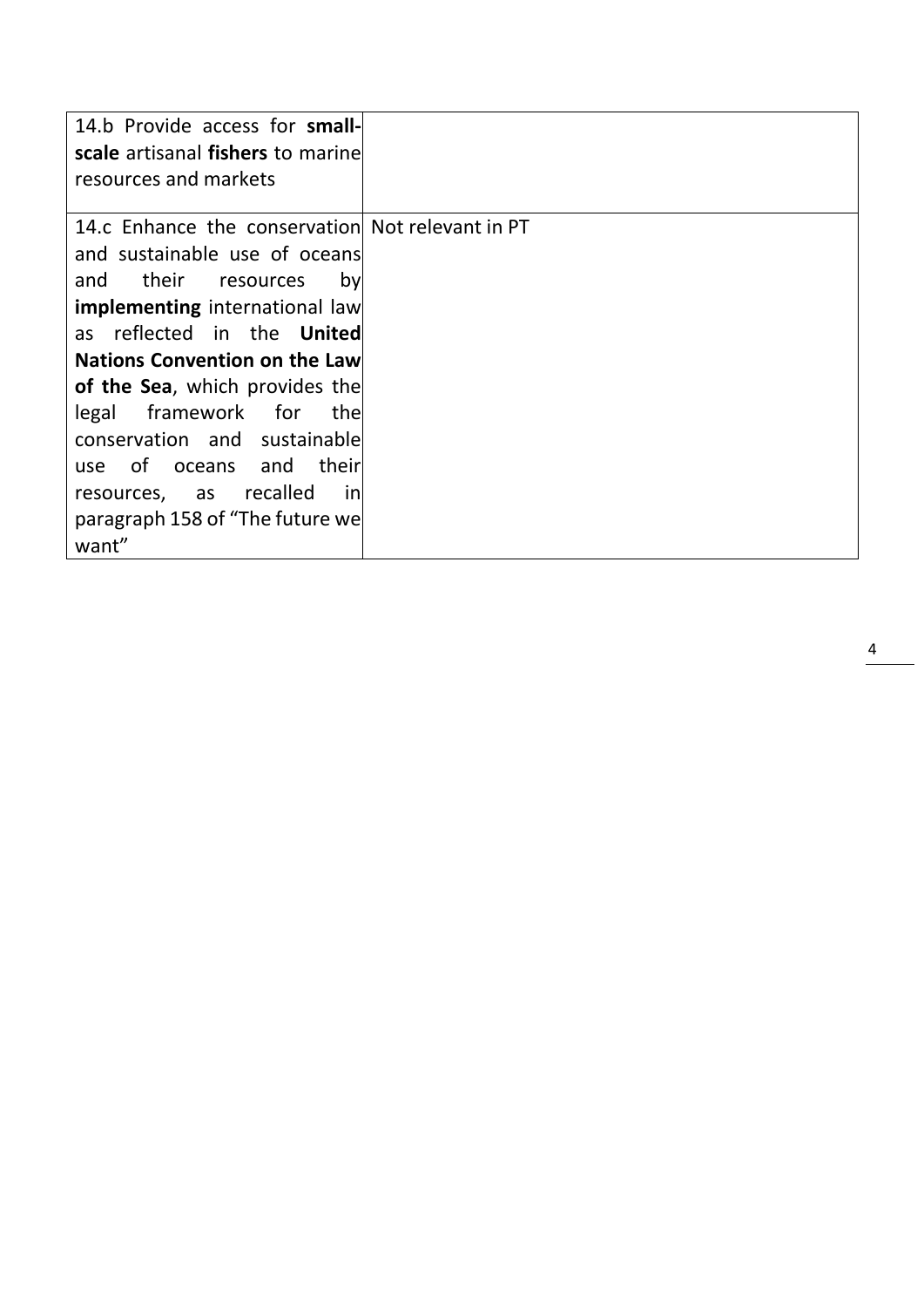| | |
|---|---|
| 14.b Provide access for **small-scale** artisanal **fishers** to marine resources and markets | |
| 14.c Enhance the conservation and sustainable use of oceans and their resources by **implementing** international law as reflected in the **United Nations Convention on the Law of the Sea**, which provides the legal framework for the conservation and sustainable use of oceans and their resources, as recalled in paragraph 158 of "The future we want" | Not relevant in PT |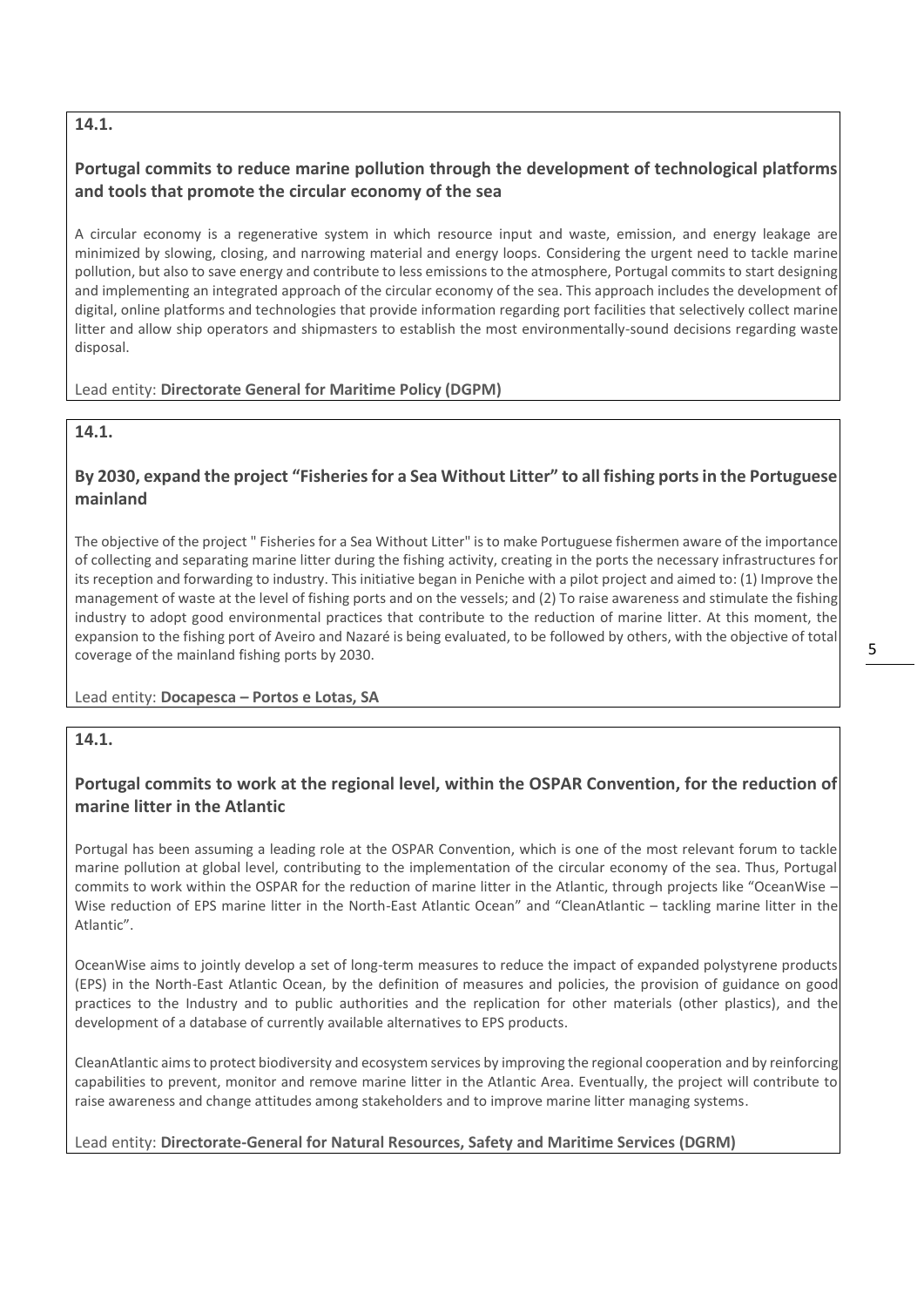**14.1.**

### Portugal commits to reduce marine pollution through the development of technological platforms and tools that promote the circular economy of the sea

A circular economy is a regenerative system in which resource input and waste, emission, and energy leakage are minimized by slowing, closing, and narrowing material and energy loops. Considering the urgent need to tackle marine pollution, but also to save energy and contribute to less emissions to the atmosphere, Portugal commits to start designing and implementing an integrated approach of the circular economy of the sea. This approach includes the development of digital, online platforms and technologies that provide information regarding port facilities that selectively collect marine litter and allow ship operators and shipmasters to establish the most environmentally-sound decisions regarding waste disposal.

Lead entity: **Directorate General for Maritime Policy (DGPM)**

**14.1.**

### By 2030, expand the project "Fisheries for a Sea Without Litter" to all fishing ports in the Portuguese mainland

The objective of the project " Fisheries for a Sea Without Litter" is to make Portuguese fishermen aware of the importance of collecting and separating marine litter during the fishing activity, creating in the ports the necessary infrastructures for its reception and forwarding to industry. This initiative began in Peniche with a pilot project and aimed to: (1) Improve the management of waste at the level of fishing ports and on the vessels; and (2) To raise awareness and stimulate the fishing industry to adopt good environmental practices that contribute to the reduction of marine litter. At this moment, the expansion to the fishing port of Aveiro and Nazaré is being evaluated, to be followed by others, with the objective of total coverage of the mainland fishing ports by 2030.

Lead entity: **Docapesca – Portos e Lotas, SA**

**14.1.**

### Portugal commits to work at the regional level, within the OSPAR Convention, for the reduction of marine litter in the Atlantic

Portugal has been assuming a leading role at the OSPAR Convention, which is one of the most relevant forum to tackle marine pollution at global level, contributing to the implementation of the circular economy of the sea. Thus, Portugal commits to work within the OSPAR for the reduction of marine litter in the Atlantic, through projects like "OceanWise – Wise reduction of EPS marine litter in the North-East Atlantic Ocean" and "CleanAtlantic – tackling marine litter in the Atlantic".

OceanWise aims to jointly develop a set of long-term measures to reduce the impact of expanded polystyrene products (EPS) in the North-East Atlantic Ocean, by the definition of measures and policies, the provision of guidance on good practices to the Industry and to public authorities and the replication for other materials (other plastics), and the development of a database of currently available alternatives to EPS products.

CleanAtlantic aims to protect biodiversity and ecosystem services by improving the regional cooperation and by reinforcing capabilities to prevent, monitor and remove marine litter in the Atlantic Area. Eventually, the project will contribute to raise awareness and change attitudes among stakeholders and to improve marine litter managing systems.

Lead entity: **Directorate-General for Natural Resources, Safety and Maritime Services (DGRM)**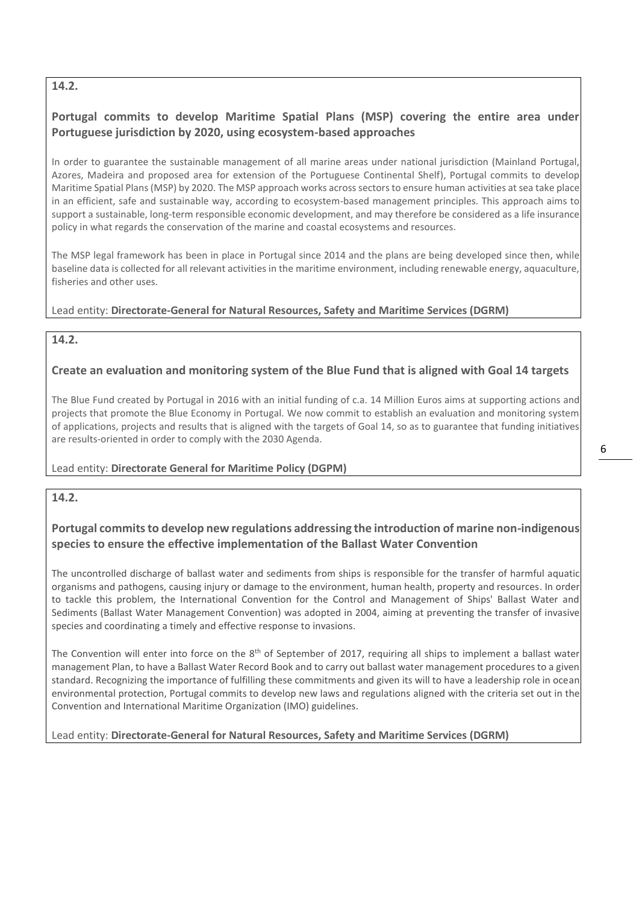**14.2.**

## Portugal commits to develop Maritime Spatial Plans (MSP) covering the entire area under Portuguese jurisdiction by 2020, using ecosystem-based approaches

In order to guarantee the sustainable management of all marine areas under national jurisdiction (Mainland Portugal, Azores, Madeira and proposed area for extension of the Portuguese Continental Shelf), Portugal commits to develop Maritime Spatial Plans (MSP) by 2020. The MSP approach works across sectors to ensure human activities at sea take place in an efficient, safe and sustainable way, according to ecosystem-based management principles. This approach aims to support a sustainable, long-term responsible economic development, and may therefore be considered as a life insurance policy in what regards the conservation of the marine and coastal ecosystems and resources.

The MSP legal framework has been in place in Portugal since 2014 and the plans are being developed since then, while baseline data is collected for all relevant activities in the maritime environment, including renewable energy, aquaculture, fisheries and other uses.

Lead entity: **Directorate-General for Natural Resources, Safety and Maritime Services (DGRM)**

**14.2.**

## Create an evaluation and monitoring system of the Blue Fund that is aligned with Goal 14 targets

The Blue Fund created by Portugal in 2016 with an initial funding of c.a. 14 Million Euros aims at supporting actions and projects that promote the Blue Economy in Portugal. We now commit to establish an evaluation and monitoring system of applications, projects and results that is aligned with the targets of Goal 14, so as to guarantee that funding initiatives are results-oriented in order to comply with the 2030 Agenda.

Lead entity: **Directorate General for Maritime Policy (DGPM)**

**14.2.**

## Portugal commits to develop new regulations addressing the introduction of marine non-indigenous species to ensure the effective implementation of the Ballast Water Convention

The uncontrolled discharge of ballast water and sediments from ships is responsible for the transfer of harmful aquatic organisms and pathogens, causing injury or damage to the environment, human health, property and resources. In order to tackle this problem, the International Convention for the Control and Management of Ships' Ballast Water and Sediments (Ballast Water Management Convention) was adopted in 2004, aiming at preventing the transfer of invasive species and coordinating a timely and effective response to invasions.

The Convention will enter into force on the 8th of September of 2017, requiring all ships to implement a ballast water management Plan, to have a Ballast Water Record Book and to carry out ballast water management procedures to a given standard. Recognizing the importance of fulfilling these commitments and given its will to have a leadership role in ocean environmental protection, Portugal commits to develop new laws and regulations aligned with the criteria set out in the Convention and International Maritime Organization (IMO) guidelines.

Lead entity: **Directorate-General for Natural Resources, Safety and Maritime Services (DGRM)**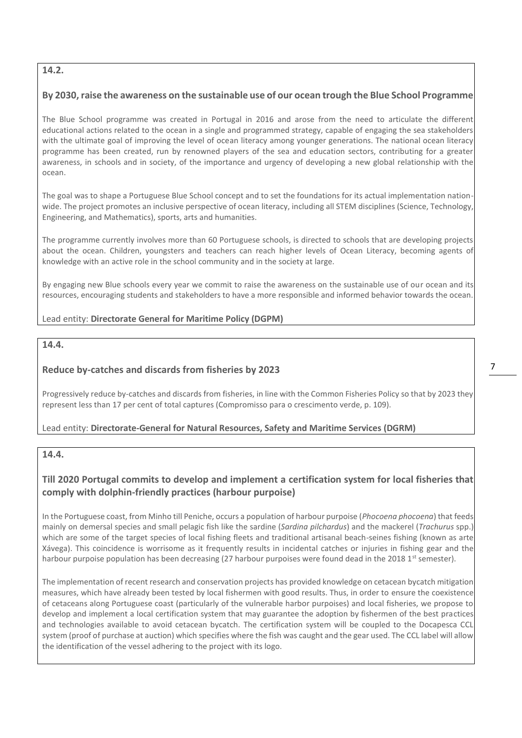**14.2.**

**By 2030, raise the awareness on the sustainable use of our ocean trough the Blue School Programme**

The Blue School programme was created in Portugal in 2016 and arose from the need to articulate the different educational actions related to the ocean in a single and programmed strategy, capable of engaging the sea stakeholders with the ultimate goal of improving the level of ocean literacy among younger generations. The national ocean literacy programme has been created, run by renowned players of the sea and education sectors, contributing for a greater awareness, in schools and in society, of the importance and urgency of developing a new global relationship with the ocean.

The goal was to shape a Portuguese Blue School concept and to set the foundations for its actual implementation nation-wide. The project promotes an inclusive perspective of ocean literacy, including all STEM disciplines (Science, Technology, Engineering, and Mathematics), sports, arts and humanities.

The programme currently involves more than 60 Portuguese schools, is directed to schools that are developing projects about the ocean. Children, youngsters and teachers can reach higher levels of Ocean Literacy, becoming agents of knowledge with an active role in the school community and in the society at large.

By engaging new Blue schools every year we commit to raise the awareness on the sustainable use of our ocean and its resources, encouraging students and stakeholders to have a more responsible and informed behavior towards the ocean.

Lead entity: **Directorate General for Maritime Policy (DGPM)**

**14.4.**

**Reduce by-catches and discards from fisheries by 2023**

Progressively reduce by-catches and discards from fisheries, in line with the Common Fisheries Policy so that by 2023 they represent less than 17 per cent of total captures (Compromisso para o crescimento verde, p. 109).

Lead entity: **Directorate-General for Natural Resources, Safety and Maritime Services (DGRM)**

**14.4.**

**Till 2020 Portugal commits to develop and implement a certification system for local fisheries that comply with dolphin-friendly practices (harbour purpoise)**

In the Portuguese coast, from Minho till Peniche, occurs a population of harbour purpoise (*Phocoena phocoena*) that feeds mainly on demersal species and small pelagic fish like the sardine (*Sardina pilchardus*) and the mackerel (*Trachurus* spp.) which are some of the target species of local fishing fleets and traditional artisanal beach-seines fishing (known as arte Xávega). This coincidence is worrisome as it frequently results in incidental catches or injuries in fishing gear and the harbour purpoise population has been decreasing (27 harbour purpoises were found dead in the 2018 1st semester).

The implementation of recent research and conservation projects has provided knowledge on cetacean bycatch mitigation measures, which have already been tested by local fishermen with good results. Thus, in order to ensure the coexistence of cetaceans along Portuguese coast (particularly of the vulnerable harbor purpoises) and local fisheries, we propose to develop and implement a local certification system that may guarantee the adoption by fishermen of the best practices and technologies available to avoid cetacean bycatch. The certification system will be coupled to the Docapesca CCL system (proof of purchase at auction) which specifies where the fish was caught and the gear used. The CCL label will allow the identification of the vessel adhering to the project with its logo.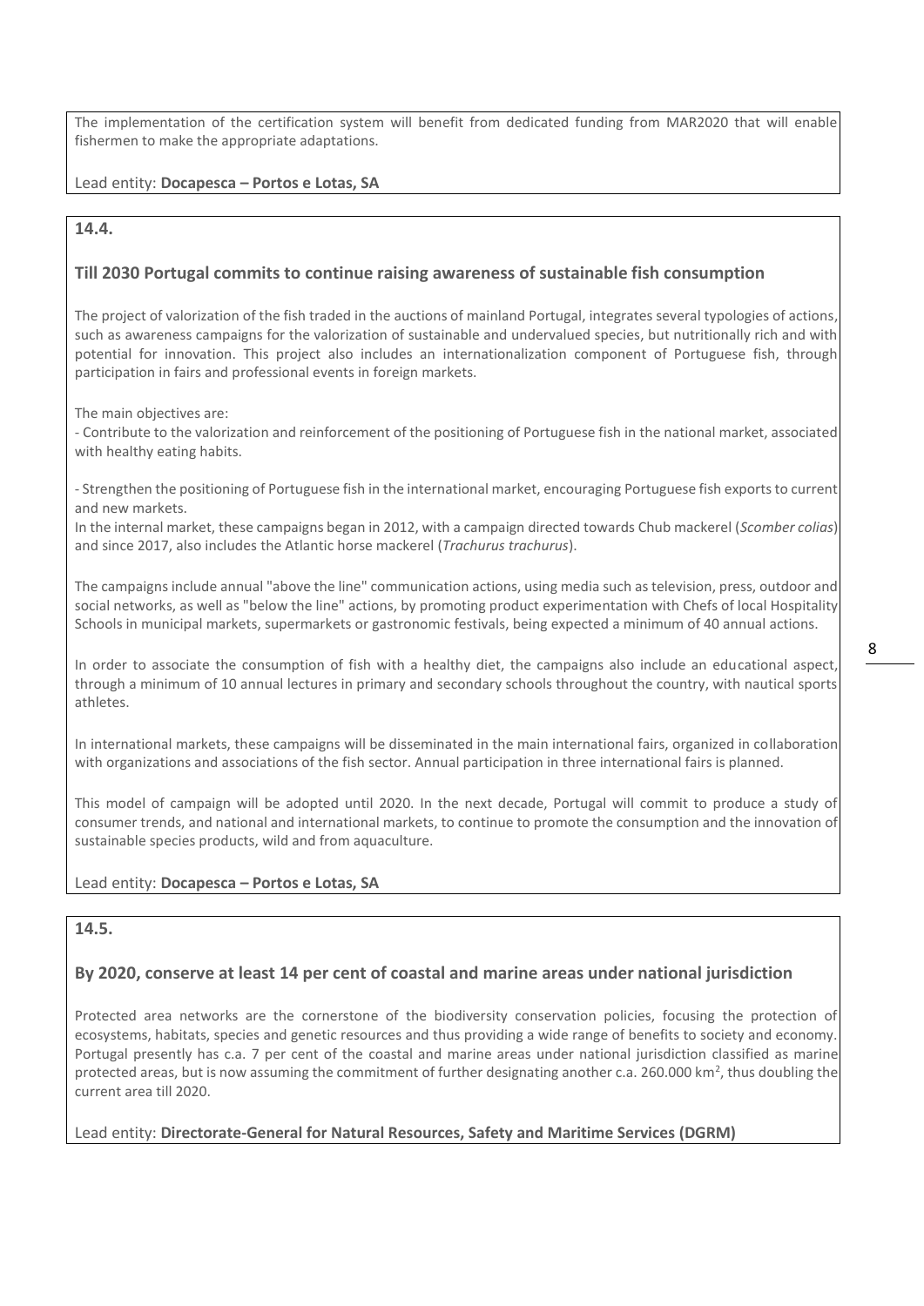The implementation of the certification system will benefit from dedicated funding from MAR2020 that will enable fishermen to make the appropriate adaptations.

Lead entity: **Docapesca – Portos e Lotas, SA**

## 14.4.

### Till 2030 Portugal commits to continue raising awareness of sustainable fish consumption

The project of valorization of the fish traded in the auctions of mainland Portugal, integrates several typologies of actions, such as awareness campaigns for the valorization of sustainable and undervalued species, but nutritionally rich and with potential for innovation. This project also includes an internationalization component of Portuguese fish, through participation in fairs and professional events in foreign markets.

The main objectives are:

- Contribute to the valorization and reinforcement of the positioning of Portuguese fish in the national market, associated with healthy eating habits.

- Strengthen the positioning of Portuguese fish in the international market, encouraging Portuguese fish exports to current and new markets.

In the internal market, these campaigns began in 2012, with a campaign directed towards Chub mackerel (*Scomber colias*) and since 2017, also includes the Atlantic horse mackerel (*Trachurus trachurus*).

The campaigns include annual "above the line" communication actions, using media such as television, press, outdoor and social networks, as well as "below the line" actions, by promoting product experimentation with Chefs of local Hospitality Schools in municipal markets, supermarkets or gastronomic festivals, being expected a minimum of 40 annual actions.

In order to associate the consumption of fish with a healthy diet, the campaigns also include an educational aspect, through a minimum of 10 annual lectures in primary and secondary schools throughout the country, with nautical sports athletes.

In international markets, these campaigns will be disseminated in the main international fairs, organized in collaboration with organizations and associations of the fish sector. Annual participation in three international fairs is planned.

This model of campaign will be adopted until 2020. In the next decade, Portugal will commit to produce a study of consumer trends, and national and international markets, to continue to promote the consumption and the innovation of sustainable species products, wild and from aquaculture.

Lead entity: **Docapesca – Portos e Lotas, SA**

## 14.5.

### By 2020, conserve at least 14 per cent of coastal and marine areas under national jurisdiction

Protected area networks are the cornerstone of the biodiversity conservation policies, focusing the protection of ecosystems, habitats, species and genetic resources and thus providing a wide range of benefits to society and economy. Portugal presently has c.a. 7 per cent of the coastal and marine areas under national jurisdiction classified as marine protected areas, but is now assuming the commitment of further designating another c.a. 260.000 km$^2$, thus doubling the current area till 2020.

Lead entity: **Directorate-General for Natural Resources, Safety and Maritime Services (DGRM)**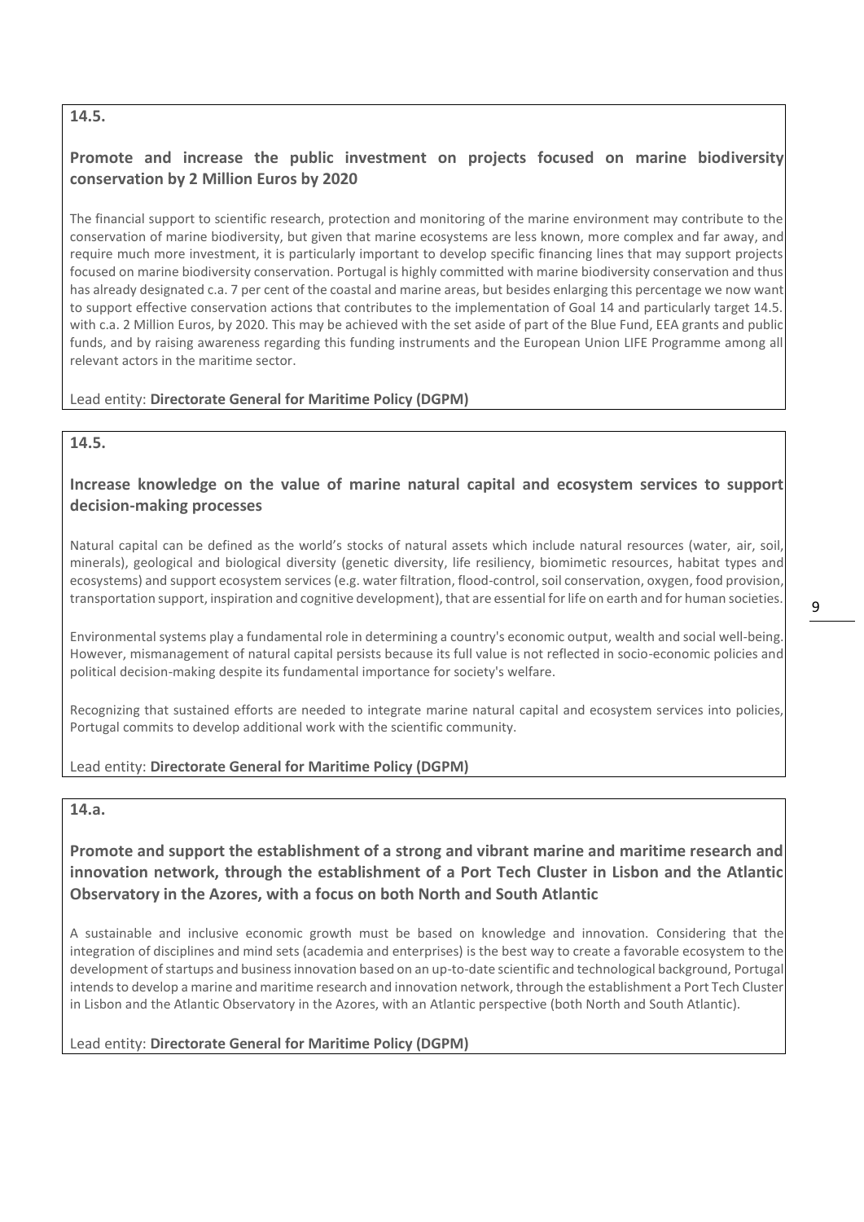**14.5.**

**Promote and increase the public investment on projects focused on marine biodiversity conservation by 2 Million Euros by 2020**

The financial support to scientific research, protection and monitoring of the marine environment may contribute to the conservation of marine biodiversity, but given that marine ecosystems are less known, more complex and far away, and require much more investment, it is particularly important to develop specific financing lines that may support projects focused on marine biodiversity conservation. Portugal is highly committed with marine biodiversity conservation and thus has already designated c.a. 7 per cent of the coastal and marine areas, but besides enlarging this percentage we now want to support effective conservation actions that contributes to the implementation of Goal 14 and particularly target 14.5. with c.a. 2 Million Euros, by 2020. This may be achieved with the set aside of part of the Blue Fund, EEA grants and public funds, and by raising awareness regarding this funding instruments and the European Union LIFE Programme among all relevant actors in the maritime sector.

Lead entity: **Directorate General for Maritime Policy (DGPM)**

**14.5.**

**Increase knowledge on the value of marine natural capital and ecosystem services to support decision-making processes**

Natural capital can be defined as the world's stocks of natural assets which include natural resources (water, air, soil, minerals), geological and biological diversity (genetic diversity, life resiliency, biomimetic resources, habitat types and ecosystems) and support ecosystem services (e.g. water filtration, flood-control, soil conservation, oxygen, food provision, transportation support, inspiration and cognitive development), that are essential for life on earth and for human societies.

Environmental systems play a fundamental role in determining a country's economic output, wealth and social well-being. However, mismanagement of natural capital persists because its full value is not reflected in socio-economic policies and political decision-making despite its fundamental importance for society's welfare.

Recognizing that sustained efforts are needed to integrate marine natural capital and ecosystem services into policies, Portugal commits to develop additional work with the scientific community.

Lead entity: **Directorate General for Maritime Policy (DGPM)**

**14.a.**

**Promote and support the establishment of a strong and vibrant marine and maritime research and innovation network, through the establishment of a Port Tech Cluster in Lisbon and the Atlantic Observatory in the Azores, with a focus on both North and South Atlantic**

A sustainable and inclusive economic growth must be based on knowledge and innovation. Considering that the integration of disciplines and mind sets (academia and enterprises) is the best way to create a favorable ecosystem to the development of startups and business innovation based on an up-to-date scientific and technological background, Portugal intends to develop a marine and maritime research and innovation network, through the establishment a Port Tech Cluster in Lisbon and the Atlantic Observatory in the Azores, with an Atlantic perspective (both North and South Atlantic).

Lead entity: **Directorate General for Maritime Policy (DGPM)**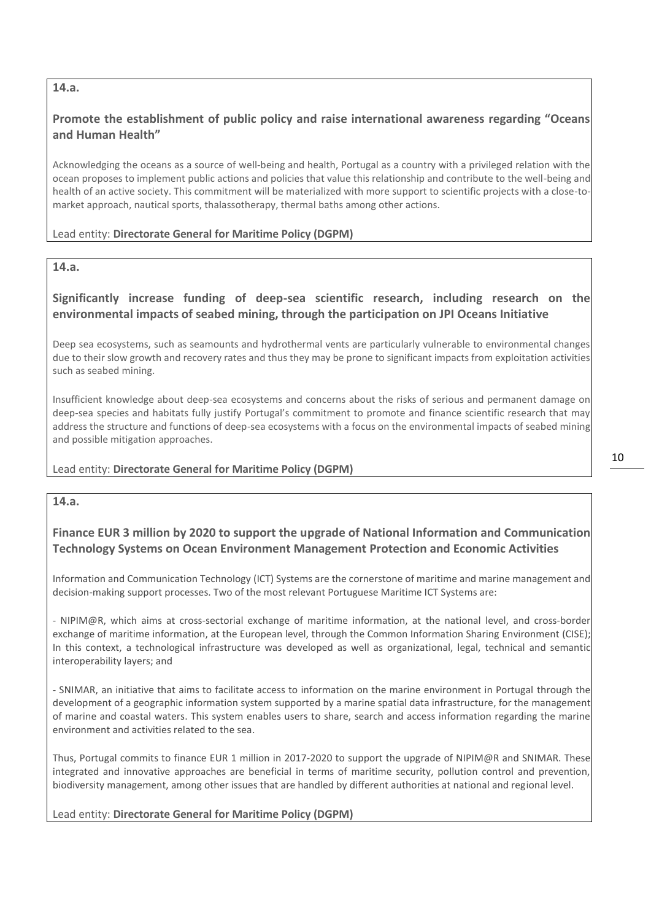**14.a.**

**Promote the establishment of public policy and raise international awareness regarding "Oceans and Human Health"**

Acknowledging the oceans as a source of well-being and health, Portugal as a country with a privileged relation with the ocean proposes to implement public actions and policies that value this relationship and contribute to the well-being and health of an active society. This commitment will be materialized with more support to scientific projects with a close-to-market approach, nautical sports, thalassotherapy, thermal baths among other actions.

Lead entity: **Directorate General for Maritime Policy (DGPM)**

**14.a.**

**Significantly increase funding of deep-sea scientific research, including research on the environmental impacts of seabed mining, through the participation on JPI Oceans Initiative**

Deep sea ecosystems, such as seamounts and hydrothermal vents are particularly vulnerable to environmental changes due to their slow growth and recovery rates and thus they may be prone to significant impacts from exploitation activities such as seabed mining.

Insufficient knowledge about deep-sea ecosystems and concerns about the risks of serious and permanent damage on deep-sea species and habitats fully justify Portugal's commitment to promote and finance scientific research that may address the structure and functions of deep-sea ecosystems with a focus on the environmental impacts of seabed mining and possible mitigation approaches.

Lead entity: **Directorate General for Maritime Policy (DGPM)**

**14.a.**

**Finance EUR 3 million by 2020 to support the upgrade of National Information and Communication Technology Systems on Ocean Environment Management Protection and Economic Activities**

Information and Communication Technology (ICT) Systems are the cornerstone of maritime and marine management and decision-making support processes. Two of the most relevant Portuguese Maritime ICT Systems are:

- NIPIM@R, which aims at cross-sectorial exchange of maritime information, at the national level, and cross-border exchange of maritime information, at the European level, through the Common Information Sharing Environment (CISE); In this context, a technological infrastructure was developed as well as organizational, legal, technical and semantic interoperability layers; and

- SNIMAR, an initiative that aims to facilitate access to information on the marine environment in Portugal through the development of a geographic information system supported by a marine spatial data infrastructure, for the management of marine and coastal waters. This system enables users to share, search and access information regarding the marine environment and activities related to the sea.

Thus, Portugal commits to finance EUR 1 million in 2017-2020 to support the upgrade of NIPIM@R and SNIMAR. These integrated and innovative approaches are beneficial in terms of maritime security, pollution control and prevention, biodiversity management, among other issues that are handled by different authorities at national and regional level.

Lead entity: **Directorate General for Maritime Policy (DGPM)**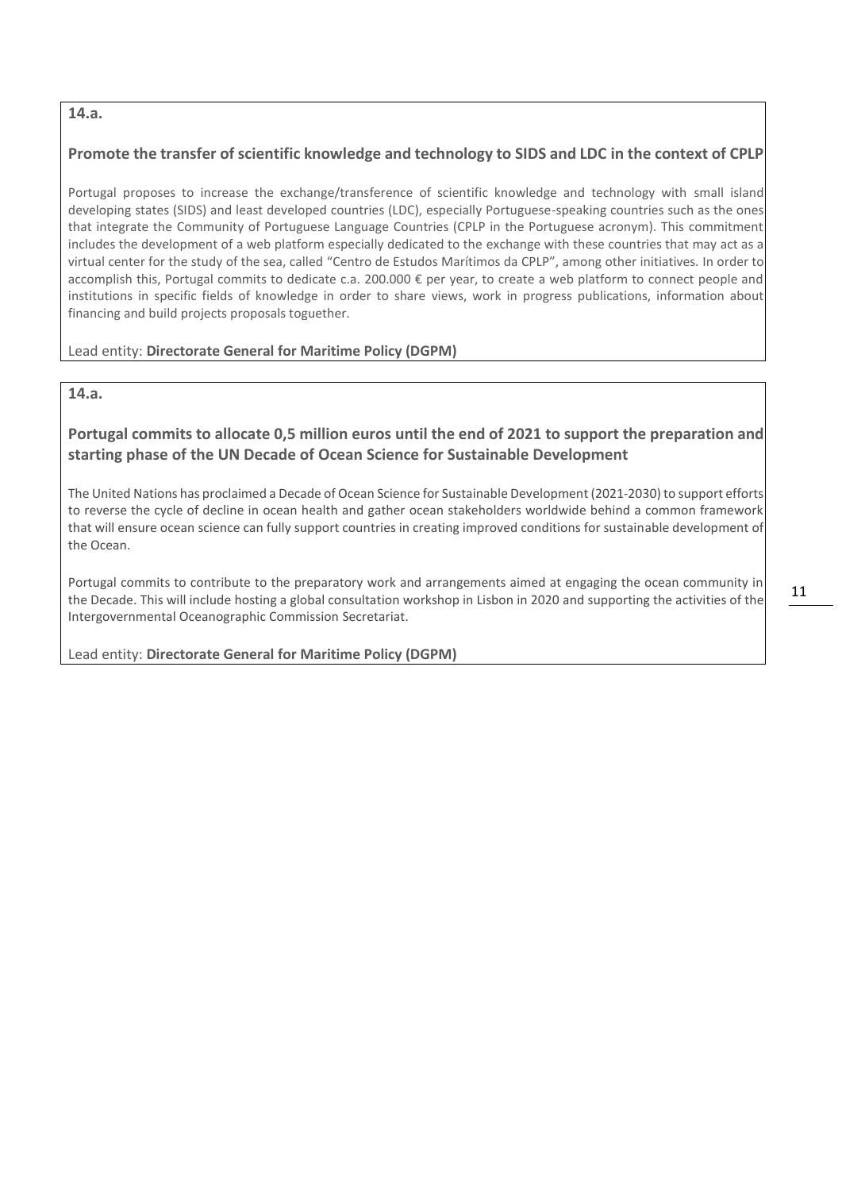**14.a.**

### Promote the transfer of scientific knowledge and technology to SIDS and LDC in the context of CPLP

Portugal proposes to increase the exchange/transference of scientific knowledge and technology with small island developing states (SIDS) and least developed countries (LDC), especially Portuguese-speaking countries such as the ones that integrate the Community of Portuguese Language Countries (CPLP in the Portuguese acronym). This commitment includes the development of a web platform especially dedicated to the exchange with these countries that may act as a virtual center for the study of the sea, called "Centro de Estudos Marítimos da CPLP", among other initiatives. In order to accomplish this, Portugal commits to dedicate c.a. 200.000 € per year, to create a web platform to connect people and institutions in specific fields of knowledge in order to share views, work in progress publications, information about financing and build projects proposals toguether.

Lead entity: **Directorate General for Maritime Policy (DGPM)**

**14.a.**

### Portugal commits to allocate 0,5 million euros until the end of 2021 to support the preparation and starting phase of the UN Decade of Ocean Science for Sustainable Development

The United Nations has proclaimed a Decade of Ocean Science for Sustainable Development (2021-2030) to support efforts to reverse the cycle of decline in ocean health and gather ocean stakeholders worldwide behind a common framework that will ensure ocean science can fully support countries in creating improved conditions for sustainable development of the Ocean.

Portugal commits to contribute to the preparatory work and arrangements aimed at engaging the ocean community in the Decade. This will include hosting a global consultation workshop in Lisbon in 2020 and supporting the activities of the Intergovernmental Oceanographic Commission Secretariat.

Lead entity: **Directorate General for Maritime Policy (DGPM)**